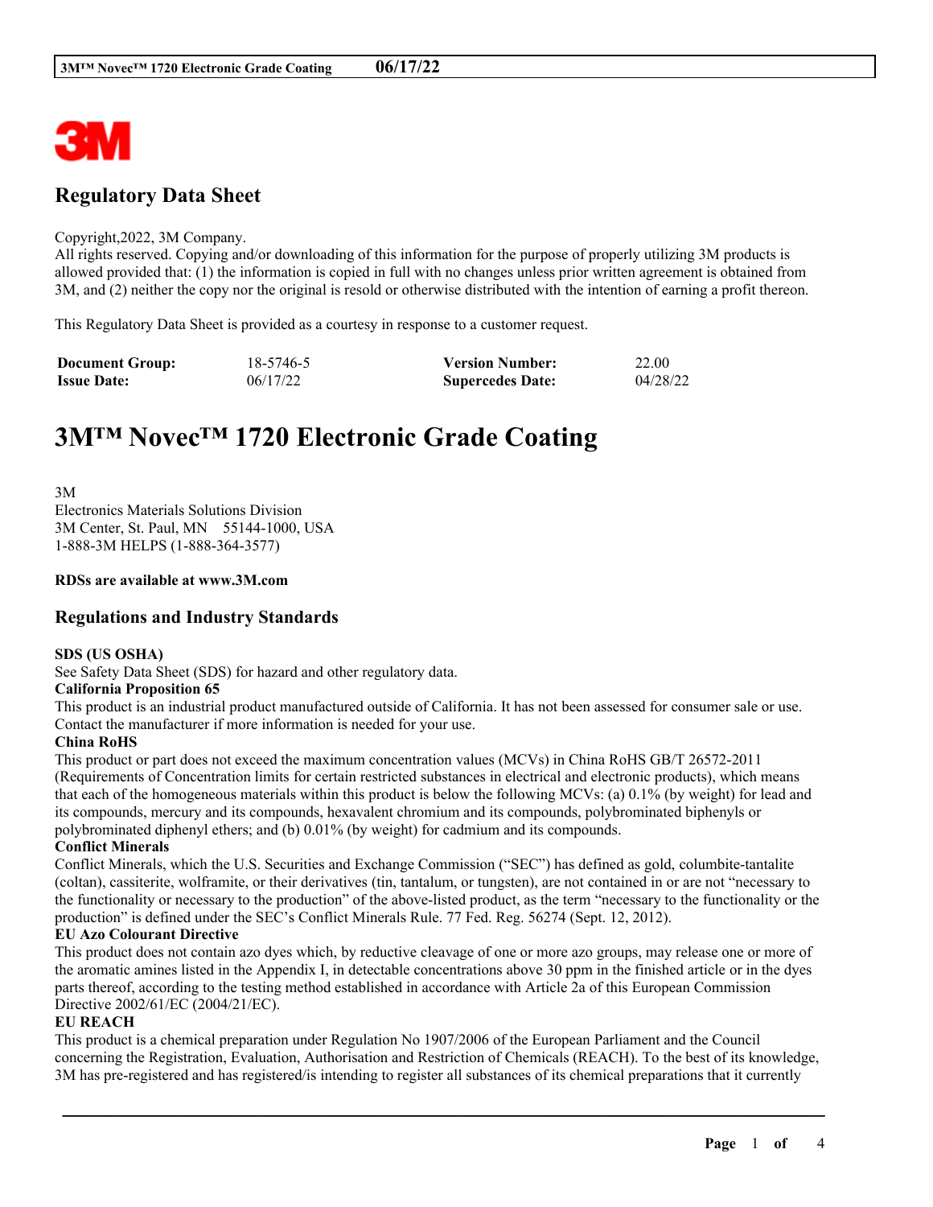# Regulatory Data Sheet

Copyright,2022, 3M Company.
All rights reserved. Copying and/or downloading of this information for the purpose of properly utilizing 3M products is allowed provided that: (1) the information is copied in full with no changes unless prior written agreement is obtained from 3M, and (2) neither the copy nor the original is resold or otherwise distributed with the intention of earning a profit thereon.

This Regulatory Data Sheet is provided as a courtesy in response to a customer request.

| **Document Group:** | 18-5746-5 | **Version Number:** | 22.00 |
|---|---|---|---|
| **Issue Date:** | 06/17/22 | **Supercedes Date:** | 04/28/22 |

# 3M™ Novec™ 1720 Electronic Grade Coating

3M
Electronics Materials Solutions Division
3M Center, St. Paul, MN 55144-1000, USA
1-888-3M HELPS (1-888-364-3577)

**RDSs are available at www.3M.com**

## Regulations and Industry Standards

**SDS (US OSHA)**
See Safety Data Sheet (SDS) for hazard and other regulatory data.

**California Proposition 65**
This product is an industrial product manufactured outside of California. It has not been assessed for consumer sale or use. Contact the manufacturer if more information is needed for your use.

**China RoHS**
This product or part does not exceed the maximum concentration values (MCVs) in China RoHS GB/T 26572-2011 (Requirements of Concentration limits for certain restricted substances in electrical and electronic products), which means that each of the homogeneous materials within this product is below the following MCVs: (a) 0.1% (by weight) for lead and its compounds, mercury and its compounds, hexavalent chromium and its compounds, polybrominated biphenyls or polybrominated diphenyl ethers; and (b) 0.01% (by weight) for cadmium and its compounds.

**Conflict Minerals**
Conflict Minerals, which the U.S. Securities and Exchange Commission ("SEC") has defined as gold, columbite-tantalite (coltan), cassiterite, wolframite, or their derivatives (tin, tantalum, or tungsten), are not contained in or are not "necessary to the functionality or necessary to the production" of the above-listed product, as the term "necessary to the functionality or the production" is defined under the SEC's Conflict Minerals Rule. 77 Fed. Reg. 56274 (Sept. 12, 2012).

**EU Azo Colourant Directive**
This product does not contain azo dyes which, by reductive cleavage of one or more azo groups, may release one or more of the aromatic amines listed in the Appendix I, in detectable concentrations above 30 ppm in the finished article or in the dyes parts thereof, according to the testing method established in accordance with Article 2a of this European Commission Directive 2002/61/EC (2004/21/EC).

**EU REACH**
This product is a chemical preparation under Regulation No 1907/2006 of the European Parliament and the Council concerning the Registration, Evaluation, Authorisation and Restriction of Chemicals (REACH). To the best of its knowledge, 3M has pre-registered and has registered/is intending to register all substances of its chemical preparations that it currently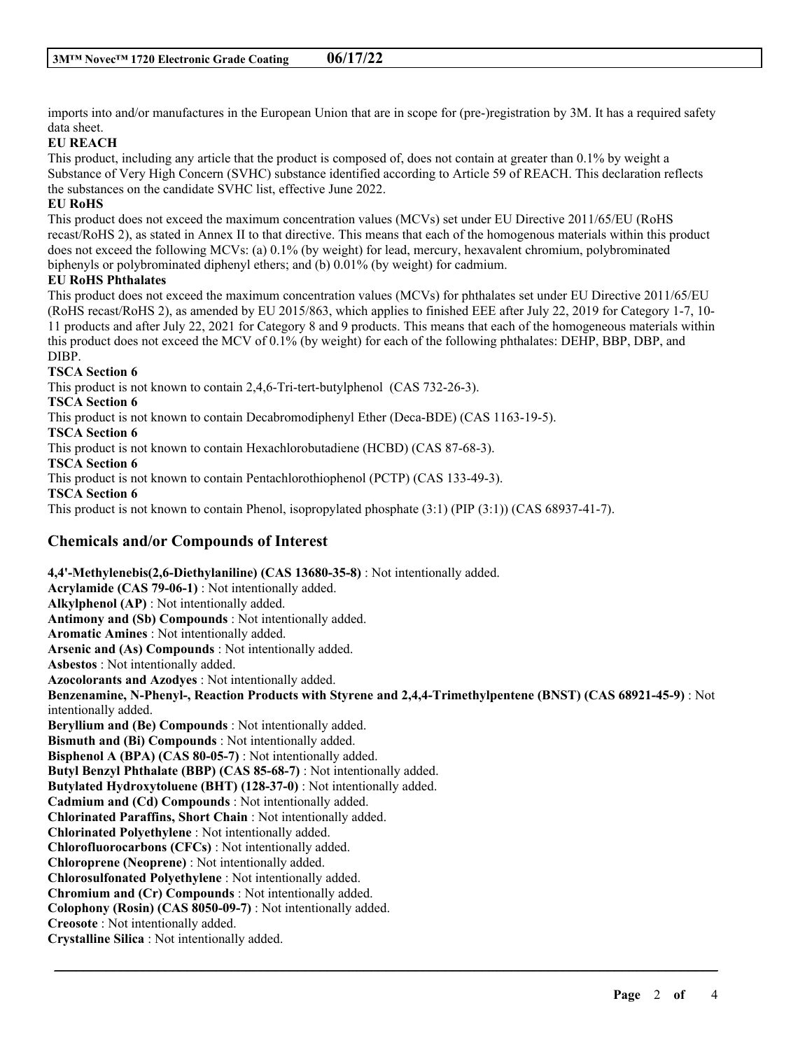imports into and/or manufactures in the European Union that are in scope for (pre-)registration by 3M. It has a required safety data sheet.

**EU REACH**

This product, including any article that the product is composed of, does not contain at greater than 0.1% by weight a Substance of Very High Concern (SVHC) substance identified according to Article 59 of REACH. This declaration reflects the substances on the candidate SVHC list, effective June 2022.

**EU RoHS**

This product does not exceed the maximum concentration values (MCVs) set under EU Directive 2011/65/EU (RoHS recast/RoHS 2), as stated in Annex II to that directive. This means that each of the homogenous materials within this product does not exceed the following MCVs: (a) 0.1% (by weight) for lead, mercury, hexavalent chromium, polybrominated biphenyls or polybrominated diphenyl ethers; and (b) 0.01% (by weight) for cadmium.

**EU RoHS Phthalates**

This product does not exceed the maximum concentration values (MCVs) for phthalates set under EU Directive 2011/65/EU (RoHS recast/RoHS 2), as amended by EU 2015/863, which applies to finished EEE after July 22, 2019 for Category 1-7, 10-11 products and after July 22, 2021 for Category 8 and 9 products. This means that each of the homogeneous materials within this product does not exceed the MCV of 0.1% (by weight) for each of the following phthalates: DEHP, BBP, DBP, and DIBP.

**TSCA Section 6**

This product is not known to contain 2,4,6-Tri-tert-butylphenol (CAS 732-26-3).

**TSCA Section 6**

This product is not known to contain Decabromodiphenyl Ether (Deca-BDE) (CAS 1163-19-5).

**TSCA Section 6**

This product is not known to contain Hexachlorobutadiene (HCBD) (CAS 87-68-3).

**TSCA Section 6**

This product is not known to contain Pentachlorothiophenol (PCTP) (CAS 133-49-3).

**TSCA Section 6**

This product is not known to contain Phenol, isopropylated phosphate (3:1) (PIP (3:1)) (CAS 68937-41-7).

## Chemicals and/or Compounds of Interest

**4,4'-Methylenebis(2,6-Diethylaniline) (CAS 13680-35-8)** : Not intentionally added.
**Acrylamide (CAS 79-06-1)** : Not intentionally added.
**Alkylphenol (AP)** : Not intentionally added.
**Antimony and (Sb) Compounds** : Not intentionally added.
**Aromatic Amines** : Not intentionally added.
**Arsenic and (As) Compounds** : Not intentionally added.
**Asbestos** : Not intentionally added.
**Azocolorants and Azodyes** : Not intentionally added.
**Benzenamine, N-Phenyl-, Reaction Products with Styrene and 2,4,4-Trimethylpentene (BNST) (CAS 68921-45-9)** : Not intentionally added.
**Beryllium and (Be) Compounds** : Not intentionally added.
**Bismuth and (Bi) Compounds** : Not intentionally added.
**Bisphenol A (BPA) (CAS 80-05-7)** : Not intentionally added.
**Butyl Benzyl Phthalate (BBP) (CAS 85-68-7)** : Not intentionally added.
**Butylated Hydroxytoluene (BHT) (128-37-0)** : Not intentionally added.
**Cadmium and (Cd) Compounds** : Not intentionally added.
**Chlorinated Paraffins, Short Chain** : Not intentionally added.
**Chlorinated Polyethylene** : Not intentionally added.
**Chlorofluorocarbons (CFCs)** : Not intentionally added.
**Chloroprene (Neoprene)** : Not intentionally added.
**Chlorosulfonated Polyethylene** : Not intentionally added.
**Chromium and (Cr) Compounds** : Not intentionally added.
**Colophony (Rosin) (CAS 8050-09-7)** : Not intentionally added.
**Creosote** : Not intentionally added.
**Crystalline Silica** : Not intentionally added.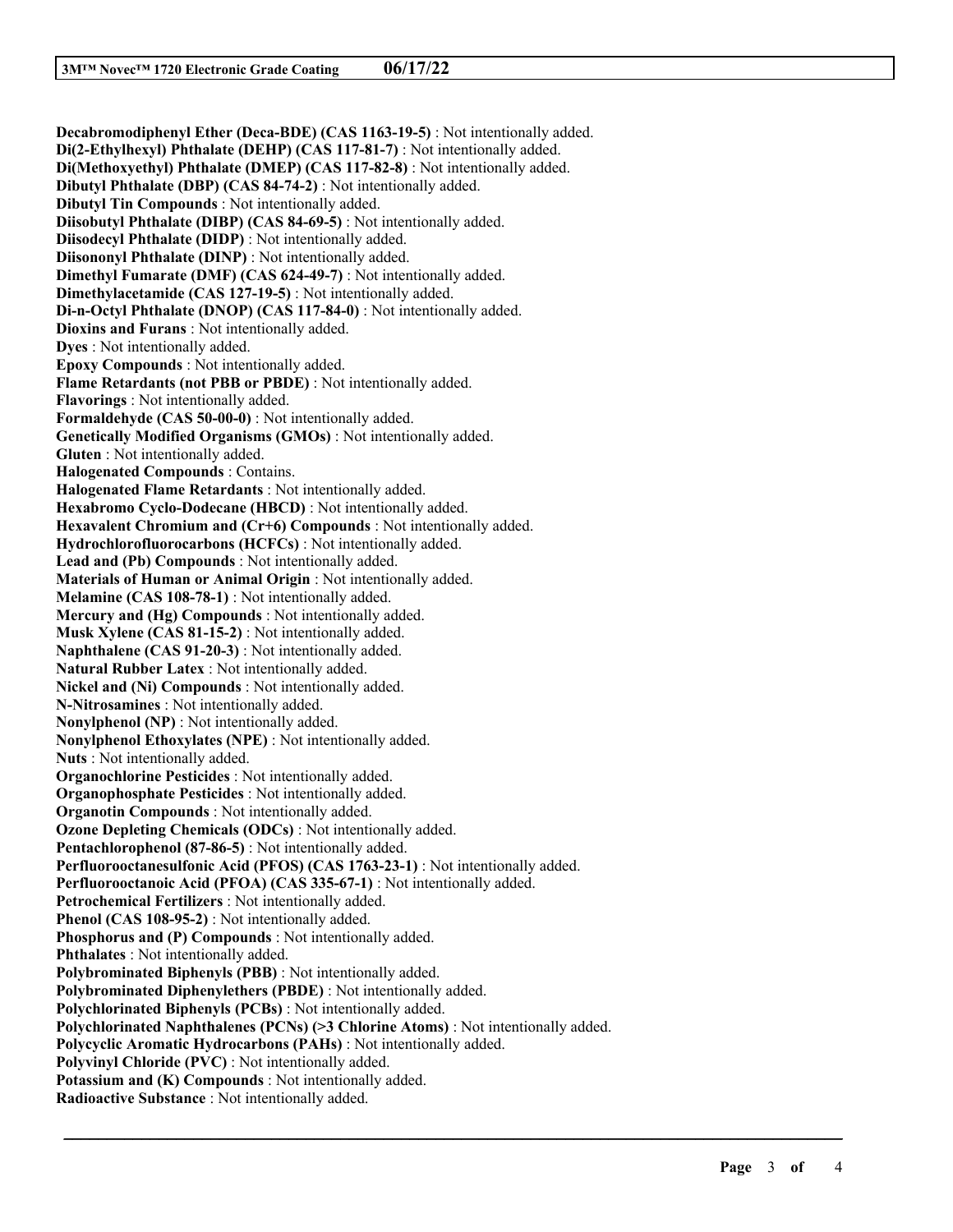**Decabromodiphenyl Ether (Deca-BDE) (CAS 1163-19-5)** : Not intentionally added.
**Di(2-Ethylhexyl) Phthalate (DEHP) (CAS 117-81-7)** : Not intentionally added.
**Di(Methoxyethyl) Phthalate (DMEP) (CAS 117-82-8)** : Not intentionally added.
**Dibutyl Phthalate (DBP) (CAS 84-74-2)** : Not intentionally added.
**Dibutyl Tin Compounds** : Not intentionally added.
**Diisobutyl Phthalate (DIBP) (CAS 84-69-5)** : Not intentionally added.
**Diisodecyl Phthalate (DIDP)** : Not intentionally added.
**Diisononyl Phthalate (DINP)** : Not intentionally added.
**Dimethyl Fumarate (DMF) (CAS 624-49-7)** : Not intentionally added.
**Dimethylacetamide (CAS 127-19-5)** : Not intentionally added.
**Di-n-Octyl Phthalate (DNOP) (CAS 117-84-0)** : Not intentionally added.
**Dioxins and Furans** : Not intentionally added.
**Dyes** : Not intentionally added.
**Epoxy Compounds** : Not intentionally added.
**Flame Retardants (not PBB or PBDE)** : Not intentionally added.
**Flavorings** : Not intentionally added.
**Formaldehyde (CAS 50-00-0)** : Not intentionally added.
**Genetically Modified Organisms (GMOs)** : Not intentionally added.
**Gluten** : Not intentionally added.
**Halogenated Compounds** : Contains.
**Halogenated Flame Retardants** : Not intentionally added.
**Hexabromo Cyclo-Dodecane (HBCD)** : Not intentionally added.
**Hexavalent Chromium and (Cr+6) Compounds** : Not intentionally added.
**Hydrochlorofluorocarbons (HCFCs)** : Not intentionally added.
**Lead and (Pb) Compounds** : Not intentionally added.
**Materials of Human or Animal Origin** : Not intentionally added.
**Melamine (CAS 108-78-1)** : Not intentionally added.
**Mercury and (Hg) Compounds** : Not intentionally added.
**Musk Xylene (CAS 81-15-2)** : Not intentionally added.
**Naphthalene (CAS 91-20-3)** : Not intentionally added.
**Natural Rubber Latex** : Not intentionally added.
**Nickel and (Ni) Compounds** : Not intentionally added.
**N-Nitrosamines** : Not intentionally added.
**Nonylphenol (NP)** : Not intentionally added.
**Nonylphenol Ethoxylates (NPE)** : Not intentionally added.
**Nuts** : Not intentionally added.
**Organochlorine Pesticides** : Not intentionally added.
**Organophosphate Pesticides** : Not intentionally added.
**Organotin Compounds** : Not intentionally added.
**Ozone Depleting Chemicals (ODCs)** : Not intentionally added.
**Pentachlorophenol (87-86-5)** : Not intentionally added.
**Perfluorooctanesulfonic Acid (PFOS) (CAS 1763-23-1)** : Not intentionally added.
**Perfluorooctanoic Acid (PFOA) (CAS 335-67-1)** : Not intentionally added.
**Petrochemical Fertilizers** : Not intentionally added.
**Phenol (CAS 108-95-2)** : Not intentionally added.
**Phosphorus and (P) Compounds** : Not intentionally added.
**Phthalates** : Not intentionally added.
**Polybrominated Biphenyls (PBB)** : Not intentionally added.
**Polybrominated Diphenylethers (PBDE)** : Not intentionally added.
**Polychlorinated Biphenyls (PCBs)** : Not intentionally added.
**Polychlorinated Naphthalenes (PCNs) (>3 Chlorine Atoms)** : Not intentionally added.
**Polycyclic Aromatic Hydrocarbons (PAHs)** : Not intentionally added.
**Polyvinyl Chloride (PVC)** : Not intentionally added.
**Potassium and (K) Compounds** : Not intentionally added.
**Radioactive Substance** : Not intentionally added.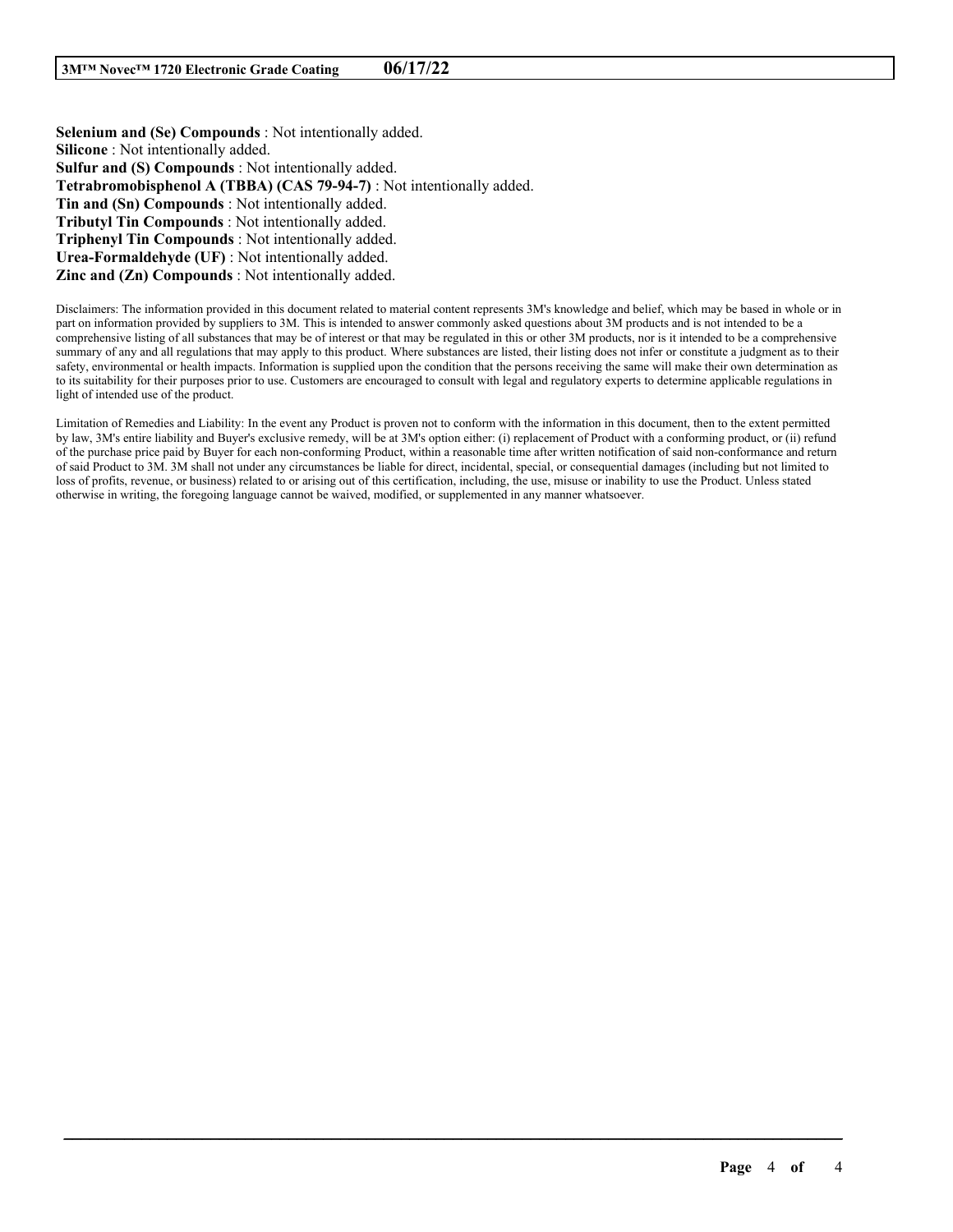**Selenium and (Se) Compounds** : Not intentionally added.
**Silicone** : Not intentionally added.
**Sulfur and (S) Compounds** : Not intentionally added.
**Tetrabromobisphenol A (TBBA) (CAS 79-94-7)** : Not intentionally added.
**Tin and (Sn) Compounds** : Not intentionally added.
**Tributyl Tin Compounds** : Not intentionally added.
**Triphenyl Tin Compounds** : Not intentionally added.
**Urea-Formaldehyde (UF)** : Not intentionally added.
**Zinc and (Zn) Compounds** : Not intentionally added.

Disclaimers: The information provided in this document related to material content represents 3M's knowledge and belief, which may be based in whole or in part on information provided by suppliers to 3M. This is intended to answer commonly asked questions about 3M products and is not intended to be a comprehensive listing of all substances that may be of interest or that may be regulated in this or other 3M products, nor is it intended to be a comprehensive summary of any and all regulations that may apply to this product. Where substances are listed, their listing does not infer or constitute a judgment as to their safety, environmental or health impacts. Information is supplied upon the condition that the persons receiving the same will make their own determination as to its suitability for their purposes prior to use. Customers are encouraged to consult with legal and regulatory experts to determine applicable regulations in light of intended use of the product.

Limitation of Remedies and Liability: In the event any Product is proven not to conform with the information in this document, then to the extent permitted by law, 3M's entire liability and Buyer's exclusive remedy, will be at 3M's option either: (i) replacement of Product with a conforming product, or (ii) refund of the purchase price paid by Buyer for each non-conforming Product, within a reasonable time after written notification of said non-conformance and return of said Product to 3M. 3M shall not under any circumstances be liable for direct, incidental, special, or consequential damages (including but not limited to loss of profits, revenue, or business) related to or arising out of this certification, including, the use, misuse or inability to use the Product. Unless stated otherwise in writing, the foregoing language cannot be waived, modified, or supplemented in any manner whatsoever.